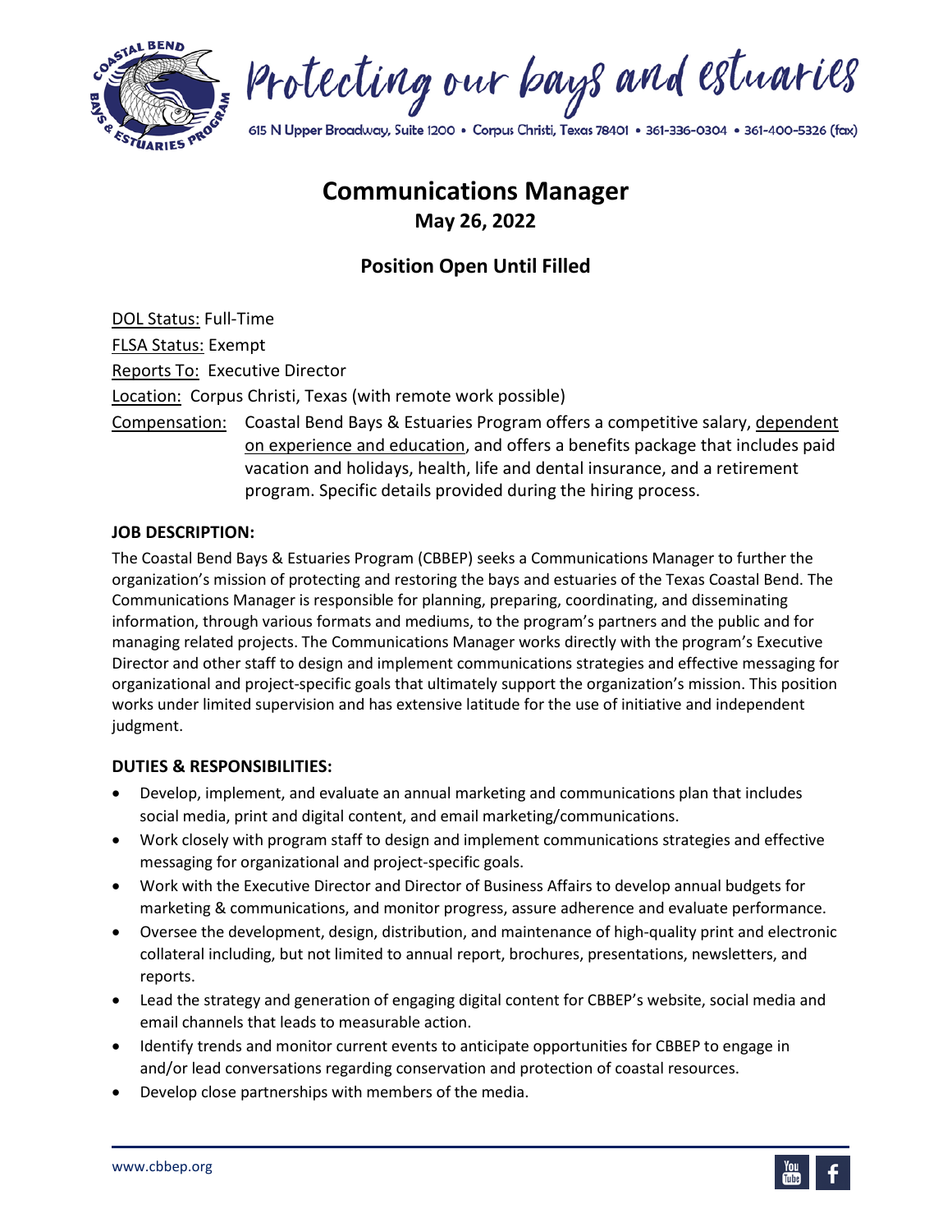Protecting our bays and estuaries

615 N Upper Broadway, Suite 1200 • Corpus Christi, Texas 78401 • 361-336-0304 • 361-400-5326 (fax)

# Communications Manager

**May 26, 2022**

## Position Open Until Filled

DOL Status: Full-Time

FLSA Status: Exempt

Reports To: Executive Director

Location: Corpus Christi, Texas (with remote work possible)

Compensation: Coastal Bend Bays & Estuaries Program offers a competitive salary, dependent on experience and education, and offers a benefits package that includes paid vacation and holidays, health, life and dental insurance, and a retirement program. Specific details provided during the hiring process.

**JOB DESCRIPTION:**

The Coastal Bend Bays & Estuaries Program (CBBEP) seeks a Communications Manager to further the organization's mission of protecting and restoring the bays and estuaries of the Texas Coastal Bend. The Communications Manager is responsible for planning, preparing, coordinating, and disseminating information, through various formats and mediums, to the program's partners and the public and for managing related projects. The Communications Manager works directly with the program's Executive Director and other staff to design and implement communications strategies and effective messaging for organizational and project-specific goals that ultimately support the organization's mission. This position works under limited supervision and has extensive latitude for the use of initiative and independent judgment.

**DUTIES & RESPONSIBILITIES:**

- Develop, implement, and evaluate an annual marketing and communications plan that includes social media, print and digital content, and email marketing/communications.
- Work closely with program staff to design and implement communications strategies and effective messaging for organizational and project-specific goals.
- Work with the Executive Director and Director of Business Affairs to develop annual budgets for marketing & communications, and monitor progress, assure adherence and evaluate performance.
- Oversee the development, design, distribution, and maintenance of high-quality print and electronic collateral including, but not limited to annual report, brochures, presentations, newsletters, and reports.
- Lead the strategy and generation of engaging digital content for CBBEP's website, social media and email channels that leads to measurable action.
- Identify trends and monitor current events to anticipate opportunities for CBBEP to engage in and/or lead conversations regarding conservation and protection of coastal resources.
- Develop close partnerships with members of the media.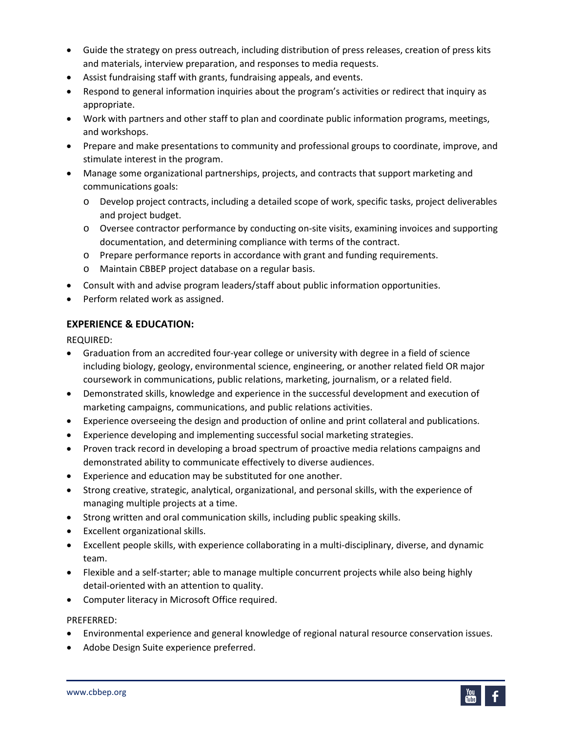- Guide the strategy on press outreach, including distribution of press releases, creation of press kits and materials, interview preparation, and responses to media requests.
- Assist fundraising staff with grants, fundraising appeals, and events.
- Respond to general information inquiries about the program's activities or redirect that inquiry as appropriate.
- Work with partners and other staff to plan and coordinate public information programs, meetings, and workshops.
- Prepare and make presentations to community and professional groups to coordinate, improve, and stimulate interest in the program.
- Manage some organizational partnerships, projects, and contracts that support marketing and communications goals:
  - Develop project contracts, including a detailed scope of work, specific tasks, project deliverables and project budget.
  - Oversee contractor performance by conducting on-site visits, examining invoices and supporting documentation, and determining compliance with terms of the contract.
  - Prepare performance reports in accordance with grant and funding requirements.
  - Maintain CBBEP project database on a regular basis.
- Consult with and advise program leaders/staff about public information opportunities.
- Perform related work as assigned.

### EXPERIENCE & EDUCATION:

REQUIRED:

- Graduation from an accredited four-year college or university with degree in a field of science including biology, geology, environmental science, engineering, or another related field OR major coursework in communications, public relations, marketing, journalism, or a related field.
- Demonstrated skills, knowledge and experience in the successful development and execution of marketing campaigns, communications, and public relations activities.
- Experience overseeing the design and production of online and print collateral and publications.
- Experience developing and implementing successful social marketing strategies.
- Proven track record in developing a broad spectrum of proactive media relations campaigns and demonstrated ability to communicate effectively to diverse audiences.
- Experience and education may be substituted for one another.
- Strong creative, strategic, analytical, organizational, and personal skills, with the experience of managing multiple projects at a time.
- Strong written and oral communication skills, including public speaking skills.
- Excellent organizational skills.
- Excellent people skills, with experience collaborating in a multi-disciplinary, diverse, and dynamic team.
- Flexible and a self-starter; able to manage multiple concurrent projects while also being highly detail-oriented with an attention to quality.
- Computer literacy in Microsoft Office required.

PREFERRED:

- Environmental experience and general knowledge of regional natural resource conservation issues.
- Adobe Design Suite experience preferred.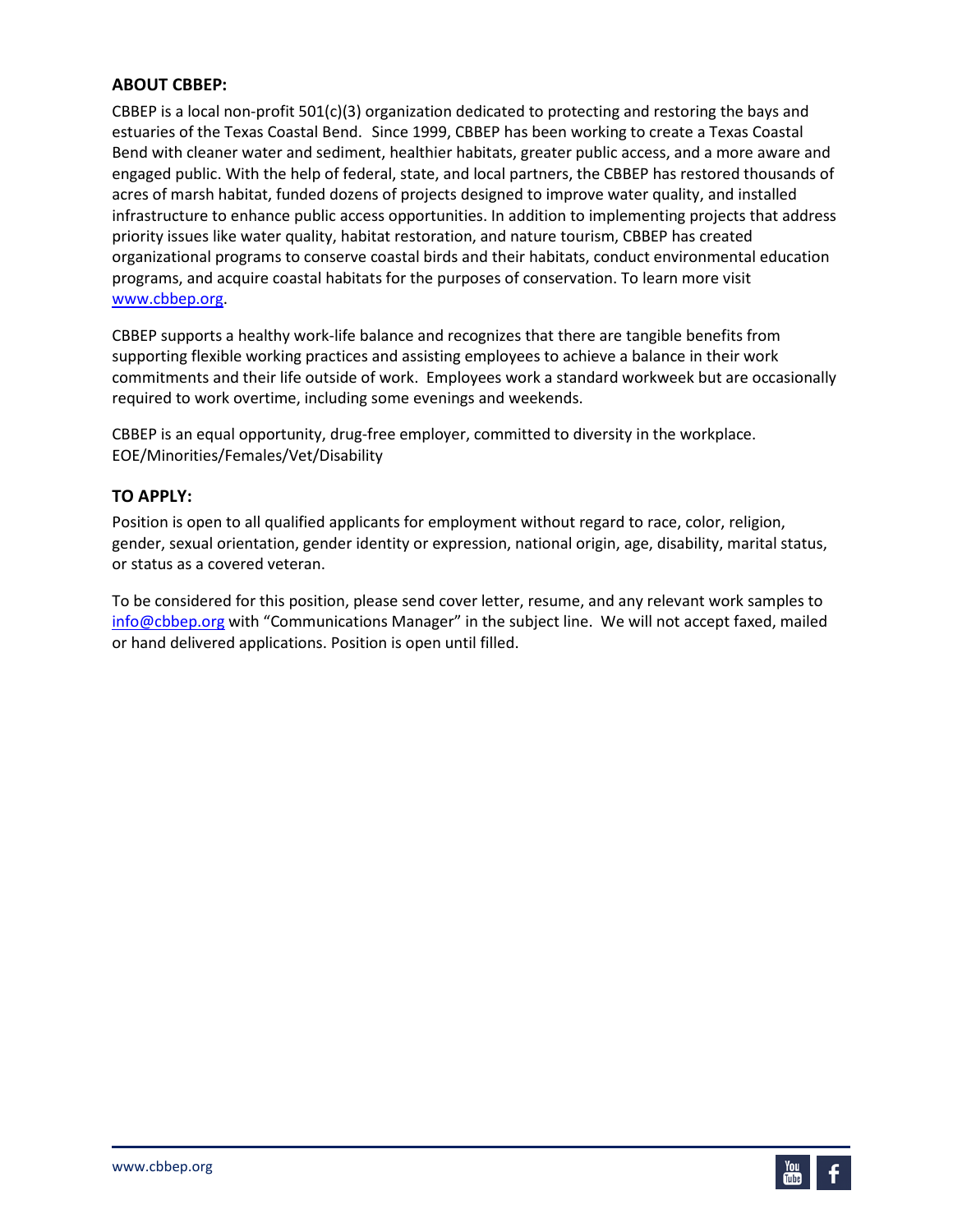**ABOUT CBBEP:**

CBBEP is a local non-profit 501(c)(3) organization dedicated to protecting and restoring the bays and estuaries of the Texas Coastal Bend. Since 1999, CBBEP has been working to create a Texas Coastal Bend with cleaner water and sediment, healthier habitats, greater public access, and a more aware and engaged public. With the help of federal, state, and local partners, the CBBEP has restored thousands of acres of marsh habitat, funded dozens of projects designed to improve water quality, and installed infrastructure to enhance public access opportunities. In addition to implementing projects that address priority issues like water quality, habitat restoration, and nature tourism, CBBEP has created organizational programs to conserve coastal birds and their habitats, conduct environmental education programs, and acquire coastal habitats for the purposes of conservation. To learn more visit [www.cbbep.org](http://www.cbbep.org).

CBBEP supports a healthy work-life balance and recognizes that there are tangible benefits from supporting flexible working practices and assisting employees to achieve a balance in their work commitments and their life outside of work. Employees work a standard workweek but are occasionally required to work overtime, including some evenings and weekends.

CBBEP is an equal opportunity, drug-free employer, committed to diversity in the workplace. EOE/Minorities/Females/Vet/Disability

**TO APPLY:**

Position is open to all qualified applicants for employment without regard to race, color, religion, gender, sexual orientation, gender identity or expression, national origin, age, disability, marital status, or status as a covered veteran.

To be considered for this position, please send cover letter, resume, and any relevant work samples to [info@cbbep.org](mailto:info@cbbep.org) with "Communications Manager" in the subject line. We will not accept faxed, mailed or hand delivered applications. Position is open until filled.